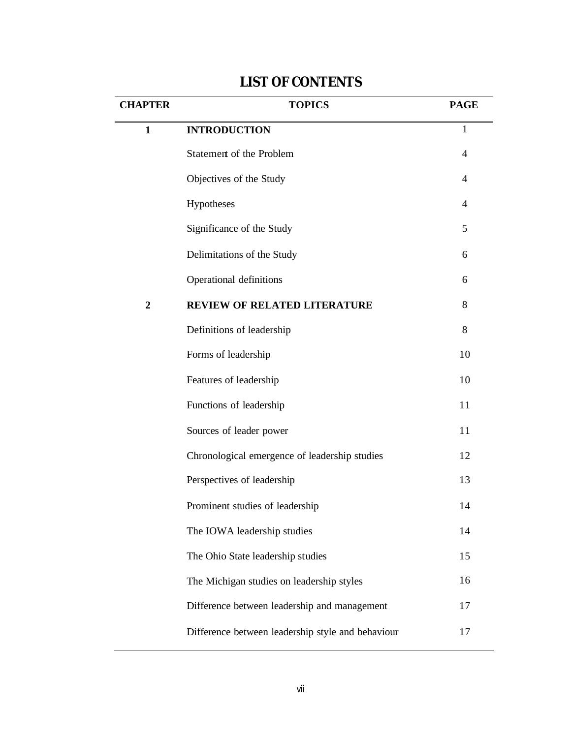# LIST OF CONTENTS

| CHAPTER | TOPICS | PAGE |
|---|---|---|
| 1 | **INTRODUCTION** | 1 |
| | Statement of the Problem | 4 |
| | Objectives of the Study | 4 |
| | Hypotheses | 4 |
| | Significance of the Study | 5 |
| | Delimitations of the Study | 6 |
| | Operational definitions | 6 |
| 2 | **REVIEW OF RELATED LITERATURE** | 8 |
| | Definitions of leadership | 8 |
| | Forms of leadership | 10 |
| | Features of leadership | 10 |
| | Functions of leadership | 11 |
| | Sources of leader power | 11 |
| | Chronological emergence of leadership studies | 12 |
| | Perspectives of leadership | 13 |
| | Prominent studies of leadership | 14 |
| | The IOWA leadership studies | 14 |
| | The Ohio State leadership studies | 15 |
| | The Michigan studies on leadership styles | 16 |
| | Difference between leadership and management | 17 |
| | Difference between leadership style and behaviour | 17 |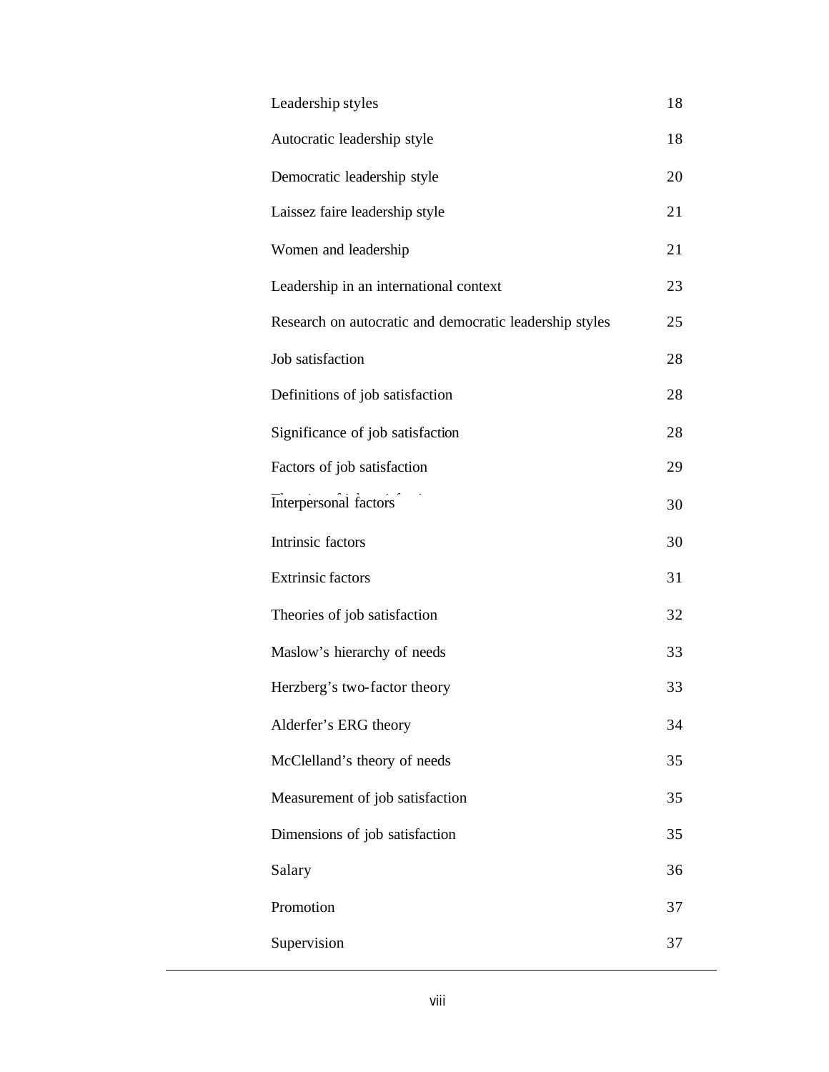| | |
|---|---|
| Leadership styles | 18 |
| Autocratic leadership style | 18 |
| Democratic leadership style | 20 |
| Laissez faire leadership style | 21 |
| Women and leadership | 21 |
| Leadership in an international context | 23 |
| Research on autocratic and democratic leadership styles | 25 |
| Job satisfaction | 28 |
| Definitions of job satisfaction | 28 |
| Significance of job satisfaction | 28 |
| Factors of job satisfaction | 29 |
| Interpersonal factors | 30 |
| Intrinsic factors | 30 |
| Extrinsic factors | 31 |
| Theories of job satisfaction | 32 |
| Maslow's hierarchy of needs | 33 |
| Herzberg's two-factor theory | 33 |
| Alderfer's ERG theory | 34 |
| McClelland's theory of needs | 35 |
| Measurement of job satisfaction | 35 |
| Dimensions of job satisfaction | 35 |
| Salary | 36 |
| Promotion | 37 |
| Supervision | 37 |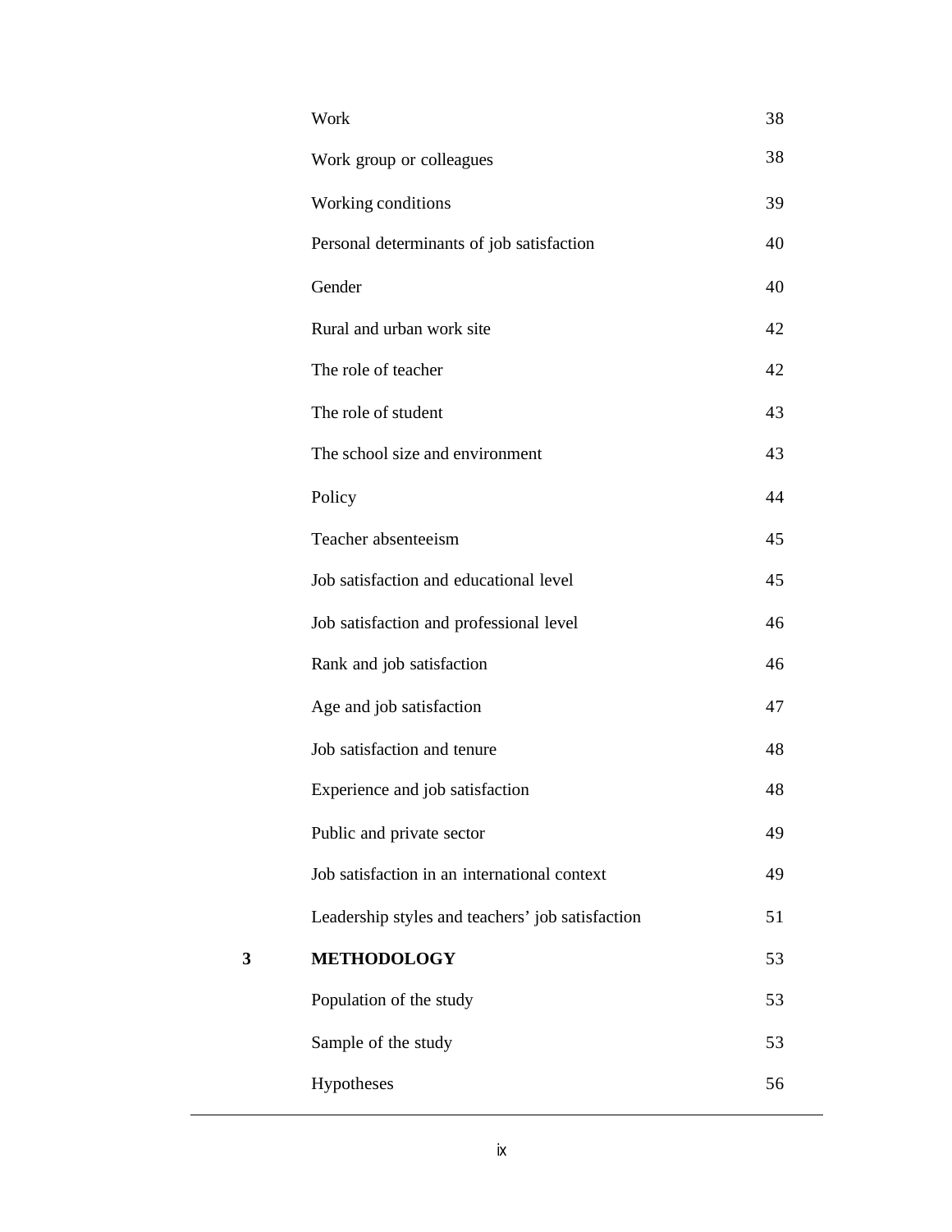| | | |
|---|---|---|
| | Work | 38 |
| | Work group or colleagues | 38 |
| | Working conditions | 39 |
| | Personal determinants of job satisfaction | 40 |
| | Gender | 40 |
| | Rural and urban work site | 42 |
| | The role of teacher | 42 |
| | The role of student | 43 |
| | The school size and environment | 43 |
| | Policy | 44 |
| | Teacher absenteeism | 45 |
| | Job satisfaction and educational level | 45 |
| | Job satisfaction and professional level | 46 |
| | Rank and job satisfaction | 46 |
| | Age and job satisfaction | 47 |
| | Job satisfaction and tenure | 48 |
| | Experience and job satisfaction | 48 |
| | Public and private sector | 49 |
| | Job satisfaction in an international context | 49 |
| | Leadership styles and teachers' job satisfaction | 51 |
| **3** | **METHODOLOGY** | 53 |
| | Population of the study | 53 |
| | Sample of the study | 53 |
| | Hypotheses | 56 |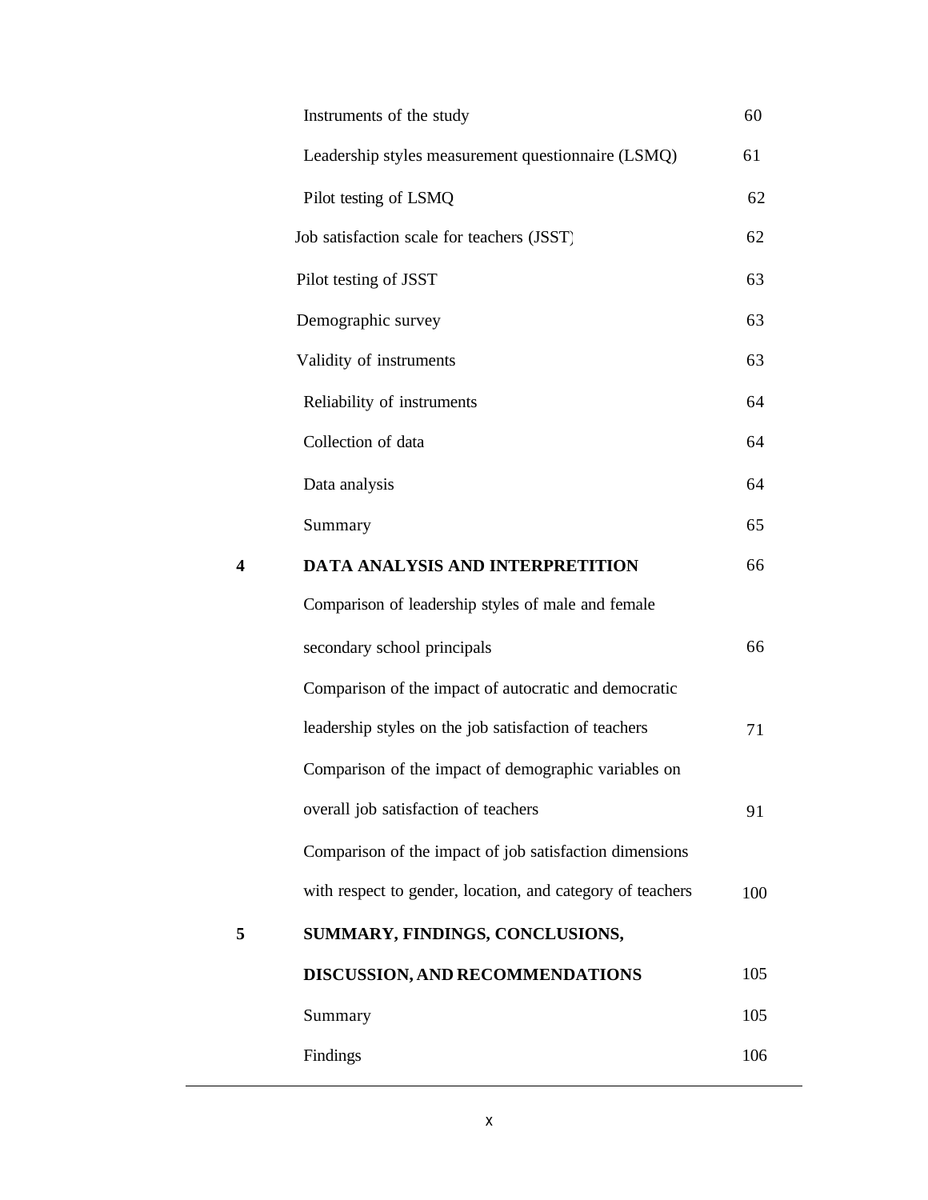| | | |
|---|---|---|
| | Instruments of the study | 60 |
| | Leadership styles measurement questionnaire (LSMQ) | 61 |
| | Pilot testing of LSMQ | 62 |
| | Job satisfaction scale for teachers (JSST) | 62 |
| | Pilot testing of JSST | 63 |
| | Demographic survey | 63 |
| | Validity of instruments | 63 |
| | Reliability of instruments | 64 |
| | Collection of data | 64 |
| | Data analysis | 64 |
| | Summary | 65 |
| **4** | **DATA ANALYSIS AND INTERPRETITION** | 66 |
| | Comparison of leadership styles of male and female secondary school principals | 66 |
| | Comparison of the impact of autocratic and democratic leadership styles on the job satisfaction of teachers | 71 |
| | Comparison of the impact of demographic variables on overall job satisfaction of teachers | 91 |
| | Comparison of the impact of job satisfaction dimensions with respect to gender, location, and category of teachers | 100 |
| **5** | **SUMMARY, FINDINGS, CONCLUSIONS, DISCUSSION, AND RECOMMENDATIONS** | 105 |
| | Summary | 105 |
| | Findings | 106 |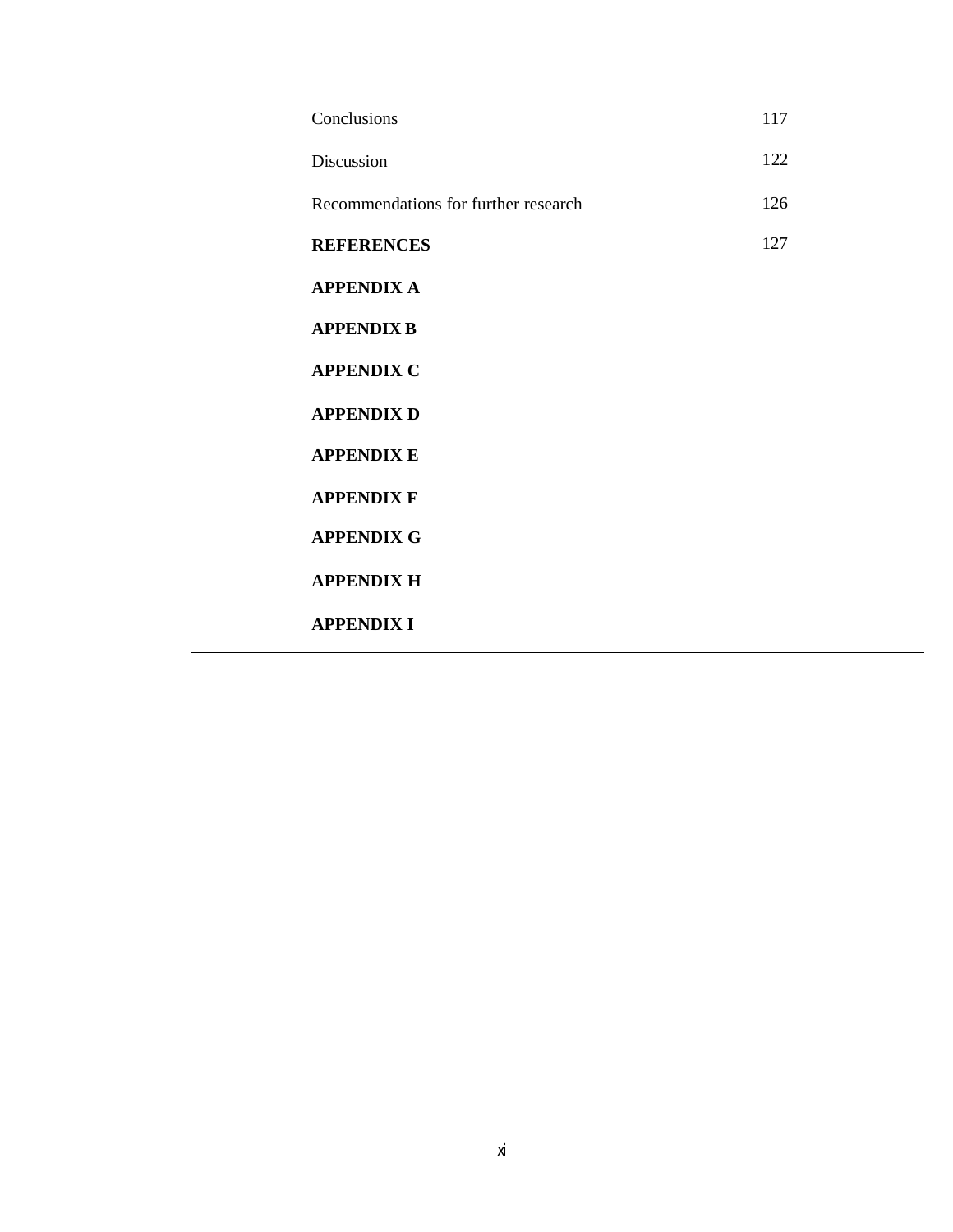| | |
|---|---|
| Conclusions | 117 |
| Discussion | 122 |
| Recommendations for further research | 126 |
| **REFERENCES** | 127 |
| **APPENDIX A** | |
| **APPENDIX B** | |
| **APPENDIX C** | |
| **APPENDIX D** | |
| **APPENDIX E** | |
| **APPENDIX F** | |
| **APPENDIX G** | |
| **APPENDIX H** | |
| **APPENDIX I** | |